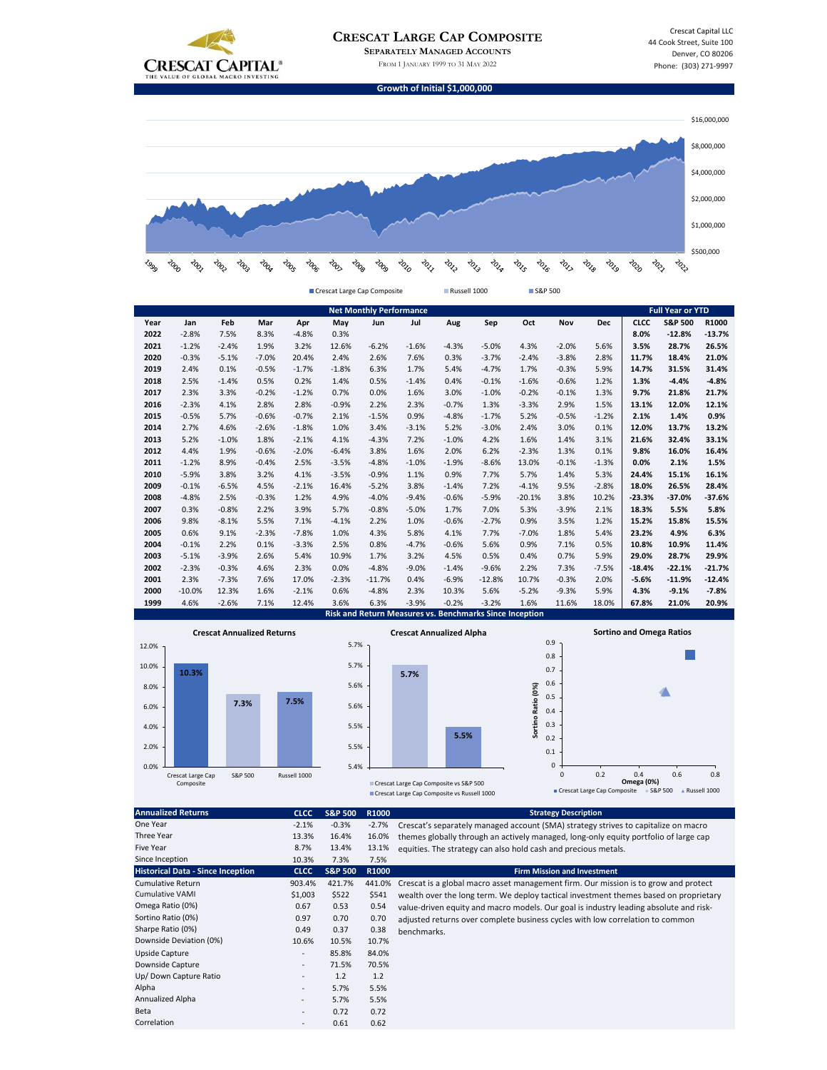# Crescat Large Cap Composite

**Separately Managed Accounts**

From 1 January 1999 to 31 May 2022

CRESCAT CAPITAL® — THE VALUE OF GLOBAL MACRO INVESTING

Crescat Capital LLC
44 Cook Street, Suite 100
Denver, CO 80206
Phone: (303) 271-9997

## Growth of Initial $1,000,000

Crescat Large Cap Composite | Russell 1000 | S&P 500

## Net Monthly Performance

| Year | Jan | Feb | Mar | Apr | May | Jun | Jul | Aug | Sep | Oct | Nov | Dec | CLCC | S&P 500 | R1000 |
|---|---|---|---|---|---|---|---|---|---|---|---|---|---|---|---|
| | | | | | | | | | | | | | **Full Year or YTD** | | |
| **2022** | -2.8% | 7.5% | 8.3% | -4.8% | 0.3% | | | | | | | | **8.0%** | **-12.8%** | **-13.7%** |
| **2021** | -1.2% | -2.4% | 1.9% | 3.2% | 12.6% | -6.2% | -1.6% | -4.3% | -5.0% | 4.3% | -2.0% | 5.6% | **3.5%** | **28.7%** | **26.5%** |
| **2020** | -0.3% | -5.1% | -7.0% | 20.4% | 2.4% | 2.6% | 7.6% | 0.3% | -3.7% | -2.4% | -3.8% | 2.8% | **11.7%** | **18.4%** | **21.0%** |
| **2019** | 2.4% | 0.1% | -0.5% | -1.7% | -1.8% | 6.3% | 1.7% | 5.4% | -4.7% | 1.7% | -0.3% | 5.9% | **14.7%** | **31.5%** | **31.4%** |
| **2018** | 2.5% | -1.4% | 0.5% | 0.2% | 1.4% | 0.5% | -1.4% | 0.4% | -0.1% | -1.6% | -0.6% | 1.2% | **1.3%** | **-4.4%** | **-4.8%** |
| **2017** | 2.3% | 3.3% | -0.2% | -1.2% | 0.7% | 0.0% | 1.6% | 3.0% | -1.0% | -0.2% | -0.1% | 1.3% | **9.7%** | **21.8%** | **21.7%** |
| **2016** | -2.3% | 4.1% | 2.8% | 2.8% | -0.9% | 2.2% | 2.3% | -0.7% | 1.3% | -3.3% | 2.9% | 1.5% | **13.1%** | **12.0%** | **12.1%** |
| **2015** | -0.5% | 5.7% | -0.6% | -0.7% | 2.1% | -1.5% | 0.9% | -4.8% | -1.7% | 5.2% | -0.5% | -1.2% | **2.1%** | **1.4%** | **0.9%** |
| **2014** | 2.7% | 4.6% | -2.6% | -1.8% | 1.0% | 3.4% | -3.1% | 5.2% | -3.0% | 2.4% | 3.0% | 0.1% | **12.0%** | **13.7%** | **13.2%** |
| **2013** | 5.2% | -1.0% | 1.8% | -2.1% | 4.1% | -4.3% | 7.2% | -1.0% | 4.2% | 1.6% | 1.4% | 3.1% | **21.6%** | **32.4%** | **33.1%** |
| **2012** | 4.4% | 1.9% | -0.6% | -2.0% | -6.4% | 3.8% | 1.6% | 2.0% | 6.2% | -2.3% | 1.3% | 0.1% | **9.8%** | **16.0%** | **16.4%** |
| **2011** | -1.2% | 8.9% | -0.4% | 2.5% | -3.5% | -4.8% | -1.0% | -1.9% | -8.6% | 13.0% | -0.1% | -1.3% | **0.0%** | **2.1%** | **1.5%** |
| **2010** | -5.9% | 3.8% | 3.2% | 4.1% | -3.5% | -0.9% | 1.1% | 0.9% | 7.7% | 5.7% | 1.4% | 5.3% | **24.4%** | **15.1%** | **16.1%** |
| **2009** | -0.1% | -6.5% | 4.5% | -2.1% | 16.4% | -5.2% | 3.8% | -1.4% | 7.2% | -4.1% | 9.5% | -2.8% | **18.0%** | **26.5%** | **28.4%** |
| **2008** | -4.8% | 2.5% | -0.3% | 1.2% | 4.9% | -4.0% | -9.4% | -0.6% | -5.9% | -20.1% | 3.8% | 10.2% | **-23.3%** | **-37.0%** | **-37.6%** |
| **2007** | 0.3% | -0.8% | 2.2% | 3.9% | 5.7% | -0.8% | -5.0% | 1.7% | 7.0% | 5.3% | -3.9% | 2.1% | **18.3%** | **5.5%** | **5.8%** |
| **2006** | 9.8% | -8.1% | 5.5% | 7.1% | -4.1% | 2.2% | 1.0% | -0.6% | -2.7% | 0.9% | 3.5% | 1.2% | **15.2%** | **15.8%** | **15.5%** |
| **2005** | 0.6% | 9.1% | -2.3% | -7.8% | 1.0% | 4.3% | 5.8% | 4.1% | 7.7% | -7.0% | 1.8% | 5.4% | **23.2%** | **4.9%** | **6.3%** |
| **2004** | -0.1% | 2.2% | 0.1% | -3.3% | 2.5% | 0.8% | -4.7% | -0.6% | 5.6% | 0.9% | 7.1% | 0.5% | **10.8%** | **10.9%** | **11.4%** |
| **2003** | -5.1% | -3.9% | 2.6% | 5.4% | 10.9% | 1.7% | 3.2% | 4.5% | 0.5% | 0.4% | 0.7% | 5.9% | **29.0%** | **28.7%** | **29.9%** |
| **2002** | -2.3% | -0.3% | 4.6% | 2.3% | 0.0% | -4.8% | -9.0% | -1.8% | 2.3% | 2.2% | 7.3% | -7.5% | **-18.4%** | **-22.1%** | **-21.7%** |
| **2001** | 2.3% | -7.3% | 7.6% | 17.0% | -2.3% | -11.7% | 0.4% | -6.9% | -12.8% | 10.7% | -0.3% | 2.0% | **-5.6%** | **-11.9%** | **-12.4%** |
| **2000** | -10.0% | 12.3% | 1.6% | -2.1% | 0.6% | -4.8% | 2.3% | 10.3% | 5.6% | -5.2% | -9.3% | 5.9% | **4.3%** | **-9.1%** | **-7.8%** |
| **1999** | 4.6% | -2.6% | 7.1% | 12.4% | 3.6% | 6.3% | -3.9% | -0.2% | -3.2% | 1.6% | 11.6% | 18.0% | **67.8%** | **21.0%** | **20.9%** |

## Risk and Return Measures vs. Benchmarks Since Inception

**Crescat Annualized Returns**

| | Annualized Return |
|---|---|
| Crescat Large Cap Composite | 10.3% |
| S&P 500 | 7.3% |
| Russell 1000 | 7.5% |

**Crescat Annualized Alpha**

| | Alpha |
|---|---|
| Crescat Large Cap Composite vs S&P 500 | 5.7% |
| Crescat Large Cap Composite vs Russell 1000 | 5.5% |

**Sortino and Omega Ratios**

Sortino Ratio (0%) vs. Omega (0%) — Crescat Large Cap Composite, S&P 500, Russell 1000

| Annualized Returns | CLCC | S&P 500 | R1000 |
|---|---|---|---|
| One Year | -2.1% | -0.3% | -2.7% |
| Three Year | 13.3% | 16.4% | 16.0% |
| Five Year | 8.7% | 13.4% | 13.1% |
| Since Inception | 10.3% | 7.3% | 7.5% |

| Historical Data - Since Inception | CLCC | S&P 500 | R1000 |
|---|---|---|---|
| Cumulative Return | 903.4% | 421.7% | 441.0% |
| Cumulative VAMI | $1,003 | $522 | $541 |
| Omega Ratio (0%) | 0.67 | 0.53 | 0.54 |
| Sortino Ratio (0%) | 0.97 | 0.70 | 0.70 |
| Sharpe Ratio (0%) | 0.49 | 0.37 | 0.38 |
| Downside Deviation (0%) | 10.6% | 10.5% | 10.7% |
| Upside Capture | - | 85.8% | 84.0% |
| Downside Capture | - | 71.5% | 70.5% |
| Up/ Down Capture Ratio | - | 1.2 | 1.2 |
| Alpha | - | 5.7% | 5.5% |
| Annualized Alpha | - | 5.7% | 5.5% |
| Beta | - | 0.72 | 0.72 |
| Correlation | - | 0.61 | 0.62 |

### Strategy Description

Crescat's separately managed account (SMA) strategy strives to capitalize on macro themes globally through an actively managed, long-only equity portfolio of large cap equities. The strategy can also hold cash and precious metals.

### Firm Mission and Investment

Crescat is a global macro asset management firm. Our mission is to grow and protect wealth over the long term. We deploy tactical investment themes based on proprietary value-driven equity and macro models. Our goal is industry leading absolute and risk-adjusted returns over complete business cycles with low correlation to common benchmarks.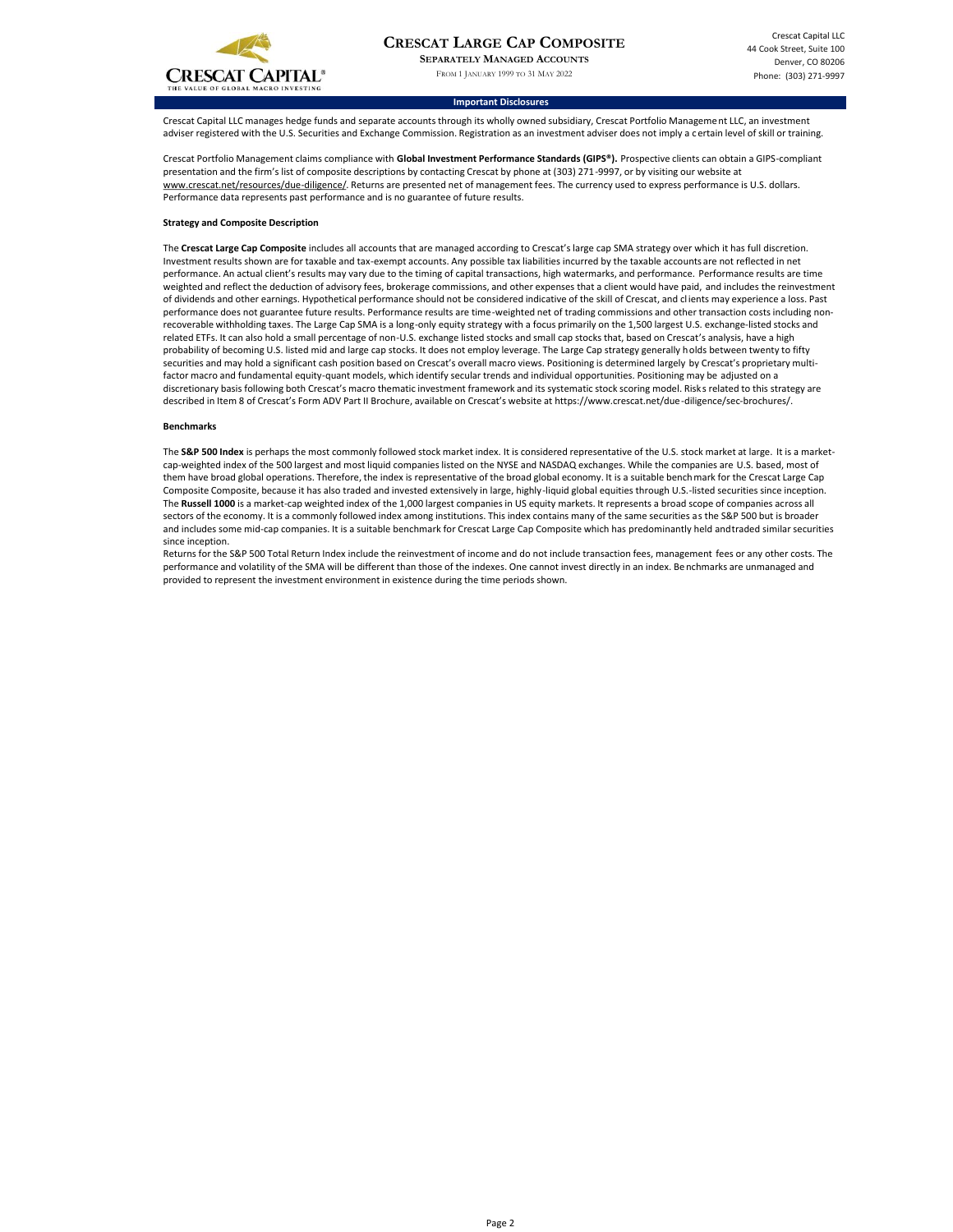## Important Disclosures

Crescat Capital LLC manages hedge funds and separate accounts through its wholly owned subsidiary, Crescat Portfolio Management LLC, an investment adviser registered with the U.S. Securities and Exchange Commission. Registration as an investment adviser does not imply a certain level of skill or training.

Crescat Portfolio Management claims compliance with **Global Investment Performance Standards (GIPS®).** Prospective clients can obtain a GIPS-compliant presentation and the firm's list of composite descriptions by contacting Crescat by phone at (303) 271-9997, or by visiting our website at www.crescat.net/resources/due-diligence/. Returns are presented net of management fees. The currency used to express performance is U.S. dollars. Performance data represents past performance and is no guarantee of future results.

**Strategy and Composite Description**

The **Crescat Large Cap Composite** includes all accounts that are managed according to Crescat's large cap SMA strategy over which it has full discretion. Investment results shown are for taxable and tax-exempt accounts. Any possible tax liabilities incurred by the taxable accounts are not reflected in net performance. An actual client's results may vary due to the timing of capital transactions, high watermarks, and performance. Performance results are time weighted and reflect the deduction of advisory fees, brokerage commissions, and other expenses that a client would have paid, and includes the reinvestment of dividends and other earnings. Hypothetical performance should not be considered indicative of the skill of Crescat, and clients may experience a loss. Past performance does not guarantee future results. Performance results are time-weighted net of trading commissions and other transaction costs including non-recoverable withholding taxes. The Large Cap SMA is a long-only equity strategy with a focus primarily on the 1,500 largest U.S. exchange-listed stocks and related ETFs. It can also hold a small percentage of non-U.S. exchange listed stocks and small cap stocks that, based on Crescat's analysis, have a high probability of becoming U.S. listed mid and large cap stocks. It does not employ leverage. The Large Cap strategy generally holds between twenty to fifty securities and may hold a significant cash position based on Crescat's overall macro views. Positioning is determined largely by Crescat's proprietary multi-factor macro and fundamental equity-quant models, which identify secular trends and individual opportunities. Positioning may be adjusted on a discretionary basis following both Crescat's macro thematic investment framework and its systematic stock scoring model. Risks related to this strategy are described in Item 8 of Crescat's Form ADV Part II Brochure, available on Crescat's website at https://www.crescat.net/due-diligence/sec-brochures/.

**Benchmarks**

The **S&P 500 Index** is perhaps the most commonly followed stock market index. It is considered representative of the U.S. stock market at large. It is a market-cap-weighted index of the 500 largest and most liquid companies listed on the NYSE and NASDAQ exchanges. While the companies are U.S. based, most of them have broad global operations. Therefore, the index is representative of the broad global economy. It is a suitable benchmark for the Crescat Large Cap Composite Composite, because it has also traded and invested extensively in large, highly-liquid global equities through U.S.-listed securities since inception. The **Russell 1000** is a market-cap weighted index of the 1,000 largest companies in US equity markets. It represents a broad scope of companies across all sectors of the economy. It is a commonly followed index among institutions. This index contains many of the same securities as the S&P 500 but is broader and includes some mid-cap companies. It is a suitable benchmark for Crescat Large Cap Composite which has predominantly held andtraded similar securities since inception.

Returns for the S&P 500 Total Return Index include the reinvestment of income and do not include transaction fees, management fees or any other costs. The performance and volatility of the SMA will be different than those of the indexes. One cannot invest directly in an index. Benchmarks are unmanaged and provided to represent the investment environment in existence during the time periods shown.